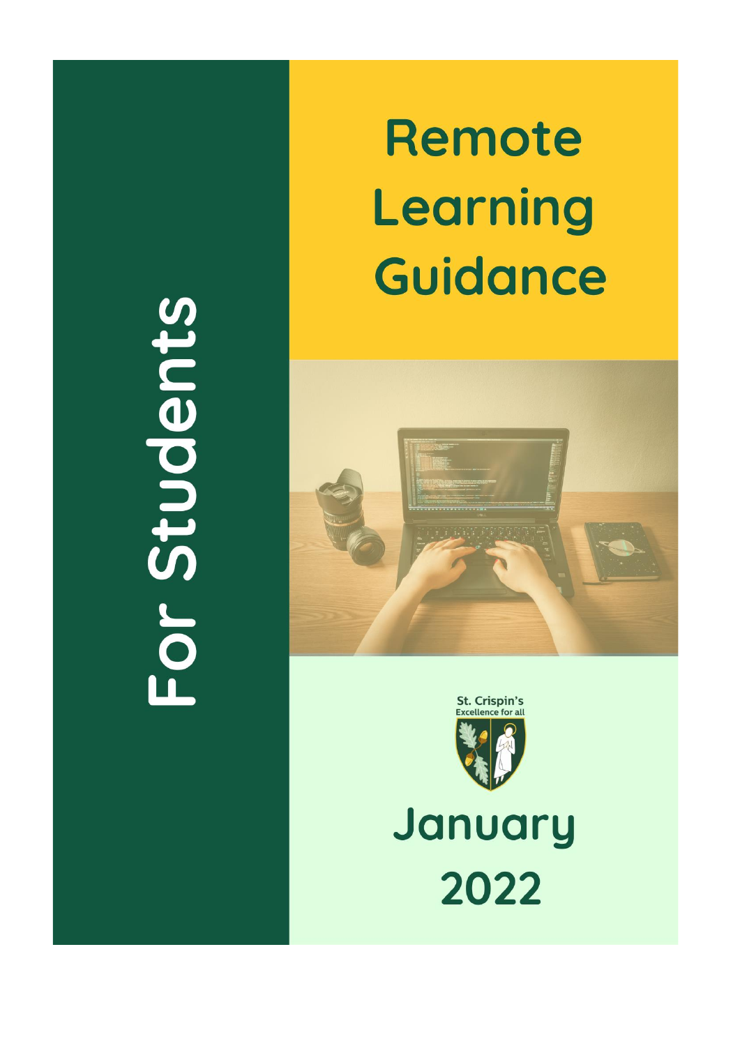# Remote Learning Guidance

## For Students

St. Crispin's
Excellence for all

January 2022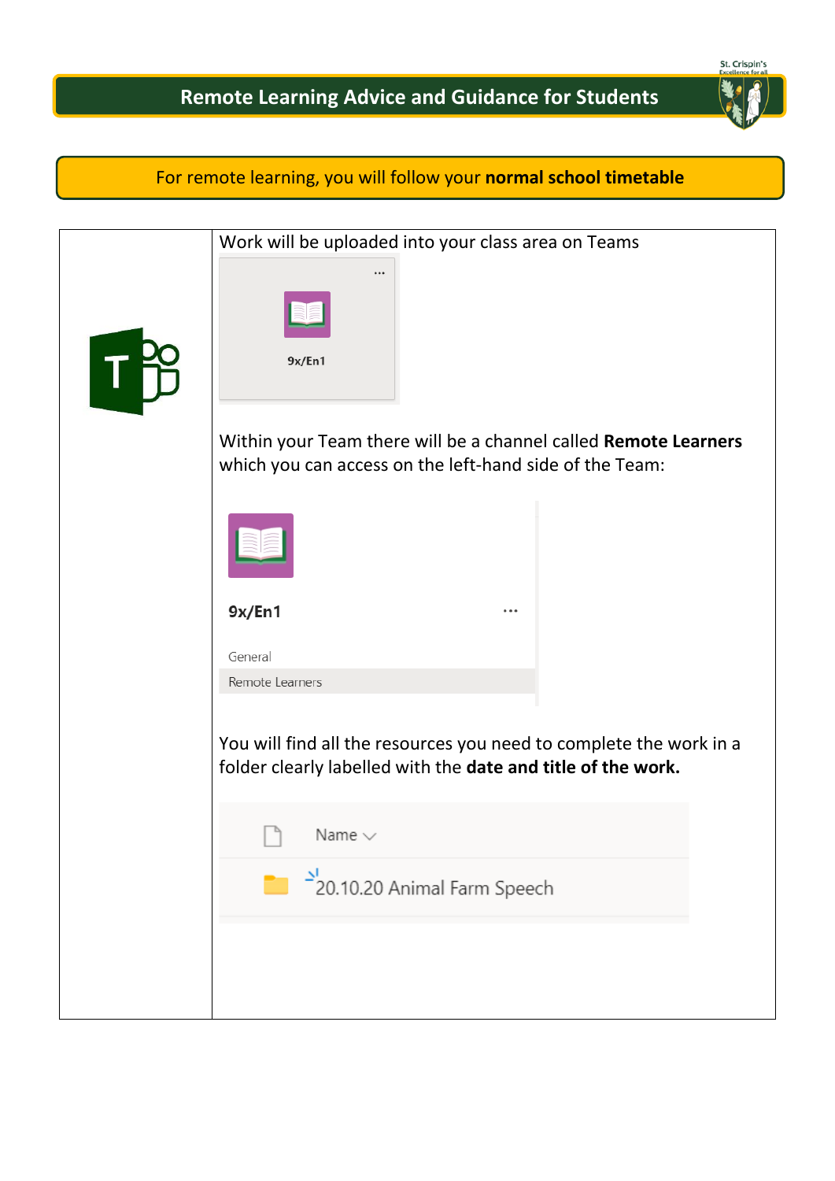# Remote Learning Advice and Guidance for Students

For remote learning, you will follow your **normal school timetable**

Work will be uploaded into your class area on Teams

9x/En1

Within your Team there will be a channel called **Remote Learners** which you can access on the left-hand side of the Team:

9x/En1

General

Remote Learners

You will find all the resources you need to complete the work in a folder clearly labelled with the **date and title of the work.**

Name

20.10.20 Animal Farm Speech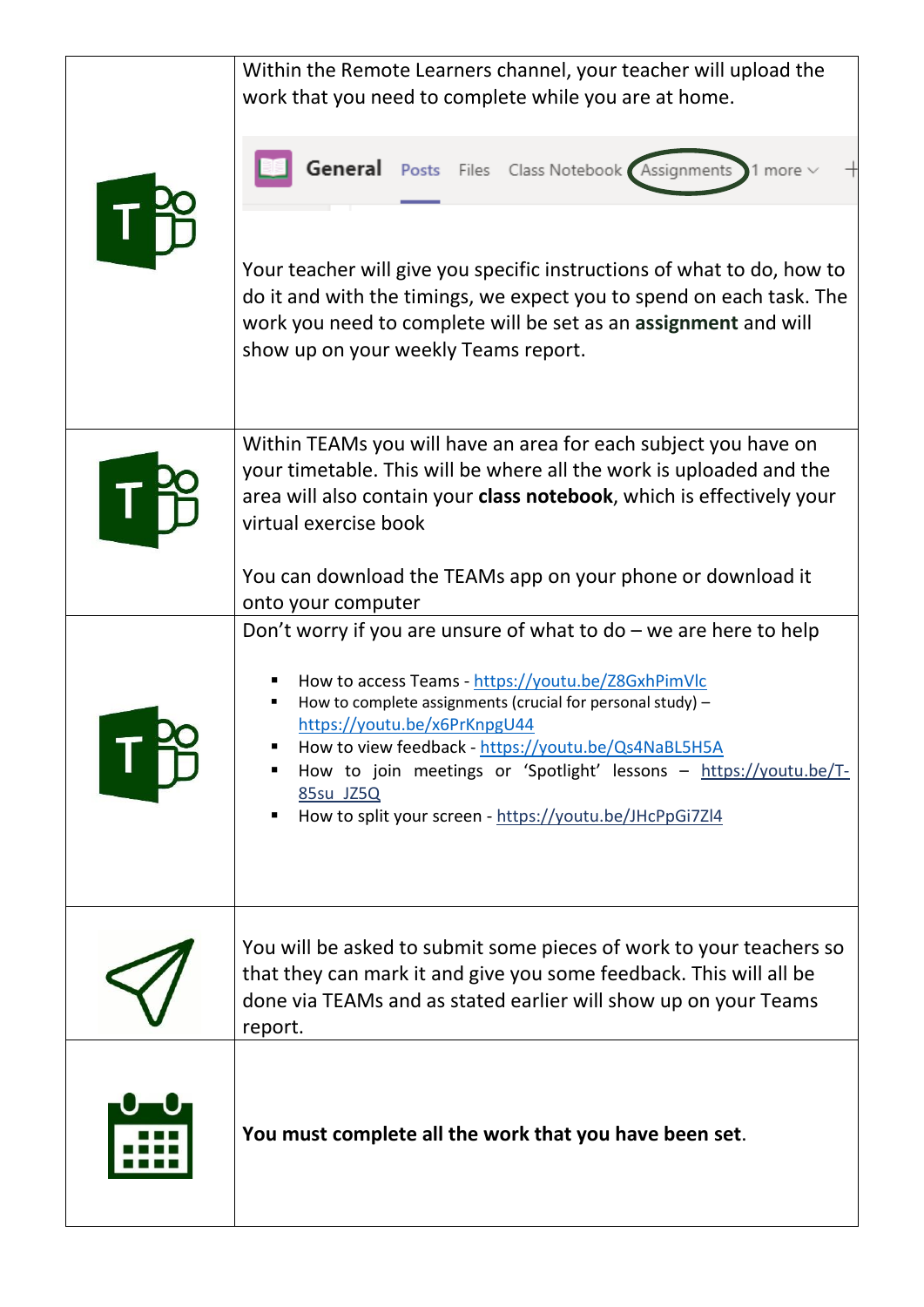| | |
|---|---|
| | Within the Remote Learners channel, your teacher will upload the work that you need to complete while you are at home.<br><br>General Posts Files Class Notebook Assignments 1 more<br><br>Your teacher will give you specific instructions of what to do, how to do it and with the timings, we expect you to spend on each task. The work you need to complete will be set as an **assignment** and will show up on your weekly Teams report. |
| | Within TEAMs you will have an area for each subject you have on your timetable. This will be where all the work is uploaded and the area will also contain your **class notebook**, which is effectively your virtual exercise book<br><br>You can download the TEAMs app on your phone or download it onto your computer |
| | Don't worry if you are unsure of what to do – we are here to help<br><br>▪ How to access Teams - https://youtu.be/Z8GxhPimVlc<br>▪ How to complete assignments (crucial for personal study) – https://youtu.be/x6PrKnpgU44<br>▪ How to view feedback - https://youtu.be/Qs4NaBL5H5A<br>▪ How to join meetings or 'Spotlight' lessons – https://youtu.be/T-85su_JZ5Q<br>▪ How to split your screen - https://youtu.be/JHcPpGi7Zl4 |
| | You will be asked to submit some pieces of work to your teachers so that they can mark it and give you some feedback. This will all be done via TEAMs and as stated earlier will show up on your Teams report. |
| | **You must complete all the work that you have been set**. |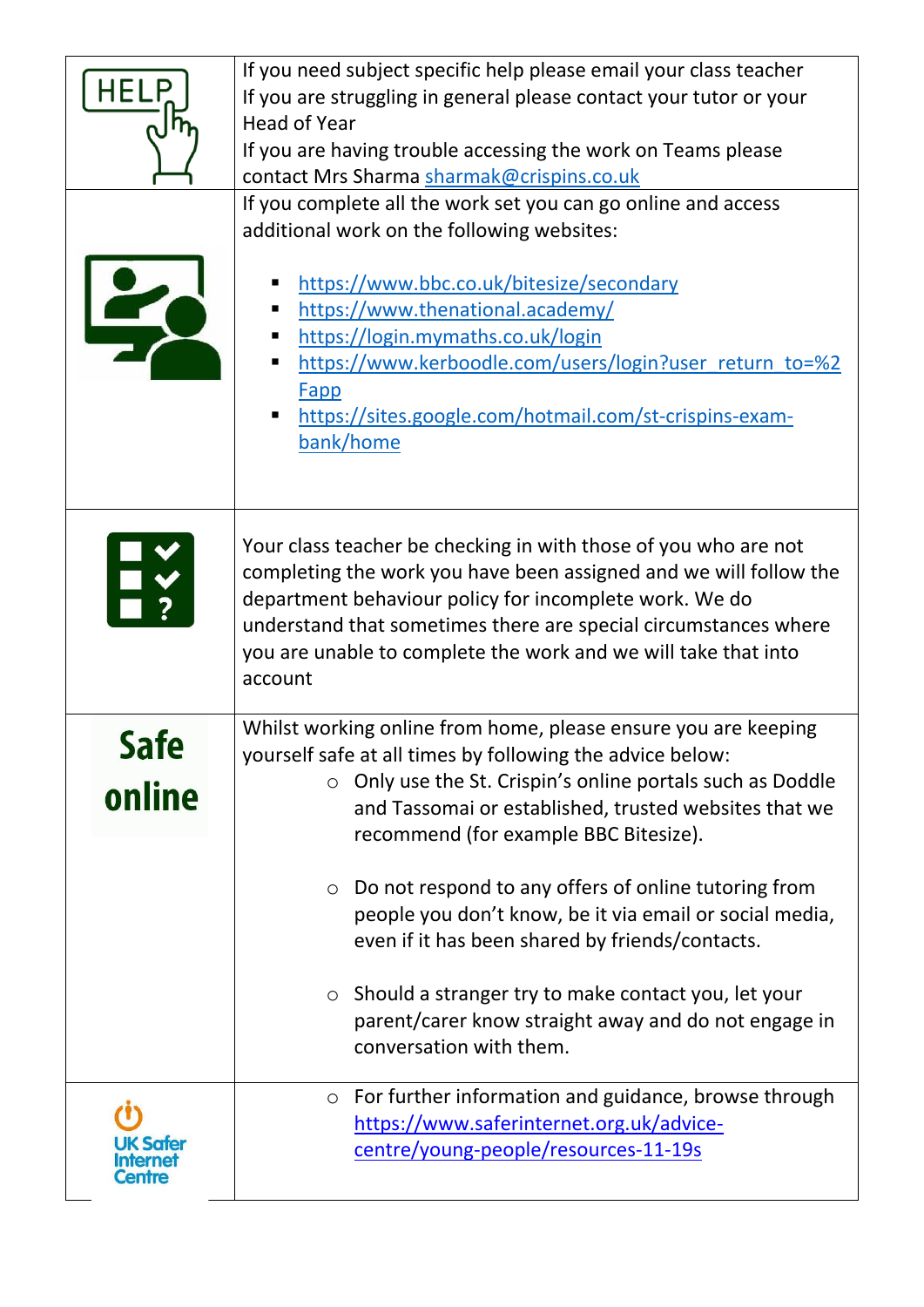| | |
|---|---|
| HELP | If you need subject specific help please email your class teacher<br>If you are struggling in general please contact your tutor or your Head of Year<br>If you are having trouble accessing the work on Teams please contact Mrs Sharma sharmak@crispins.co.uk |
| | If you complete all the work set you can go online and access additional work on the following websites:<br>▪ https://www.bbc.co.uk/bitesize/secondary<br>▪ https://www.thenational.academy/<br>▪ https://login.mymaths.co.uk/login<br>▪ https://www.kerboodle.com/users/login?user_return_to=%2Fapp<br>▪ https://sites.google.com/hotmail.com/st-crispins-exam-bank/home |
| | Your class teacher be checking in with those of you who are not completing the work you have been assigned and we will follow the department behaviour policy for incomplete work. We do understand that sometimes there are special circumstances where you are unable to complete the work and we will take that into account |
| **Safe online** | Whilst working online from home, please ensure you are keeping yourself safe at all times by following the advice below:<br>○ Only use the St. Crispin's online portals such as Doddle and Tassomai or established, trusted websites that we recommend (for example BBC Bitesize).<br>○ Do not respond to any offers of online tutoring from people you don't know, be it via email or social media, even if it has been shared by friends/contacts.<br>○ Should a stranger try to make contact you, let your parent/carer know straight away and do not engage in conversation with them. |
| UK Safer Internet Centre | ○ For further information and guidance, browse through https://www.saferinternet.org.uk/advice-centre/young-people/resources-11-19s |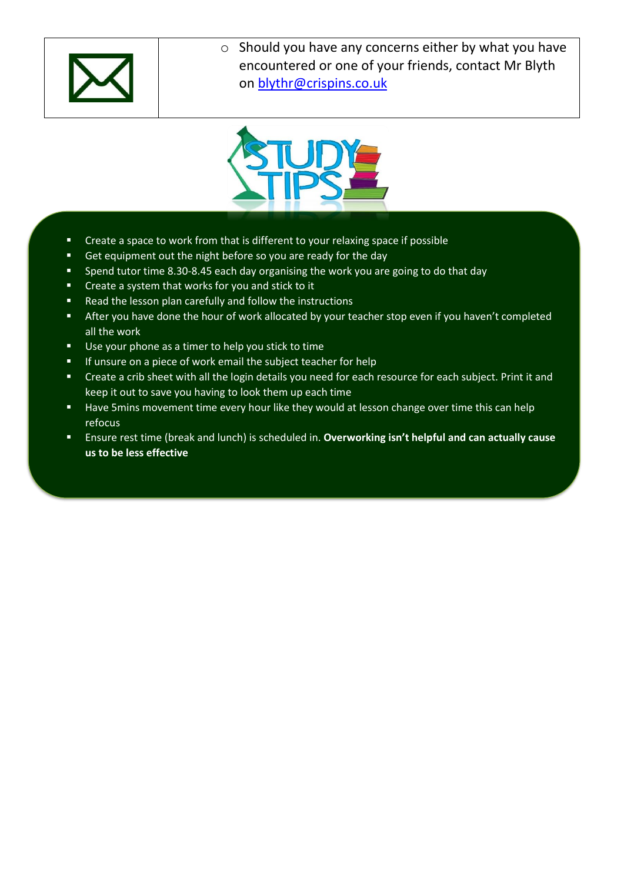- Should you have any concerns either by what you have encountered or one of your friends, contact Mr Blyth on [blythr@crispins.co.uk](mailto:blythr@crispins.co.uk)

# STUDY TIPS

- Create a space to work from that is different to your relaxing space if possible
- Get equipment out the night before so you are ready for the day
- Spend tutor time 8.30-8.45 each day organising the work you are going to do that day
- Create a system that works for you and stick to it
- Read the lesson plan carefully and follow the instructions
- After you have done the hour of work allocated by your teacher stop even if you haven't completed all the work
- Use your phone as a timer to help you stick to time
- If unsure on a piece of work email the subject teacher for help
- Create a crib sheet with all the login details you need for each resource for each subject. Print it and keep it out to save you having to look them up each time
- Have 5mins movement time every hour like they would at lesson change over time this can help refocus
- Ensure rest time (break and lunch) is scheduled in. **Overworking isn't helpful and can actually cause us to be less effective**